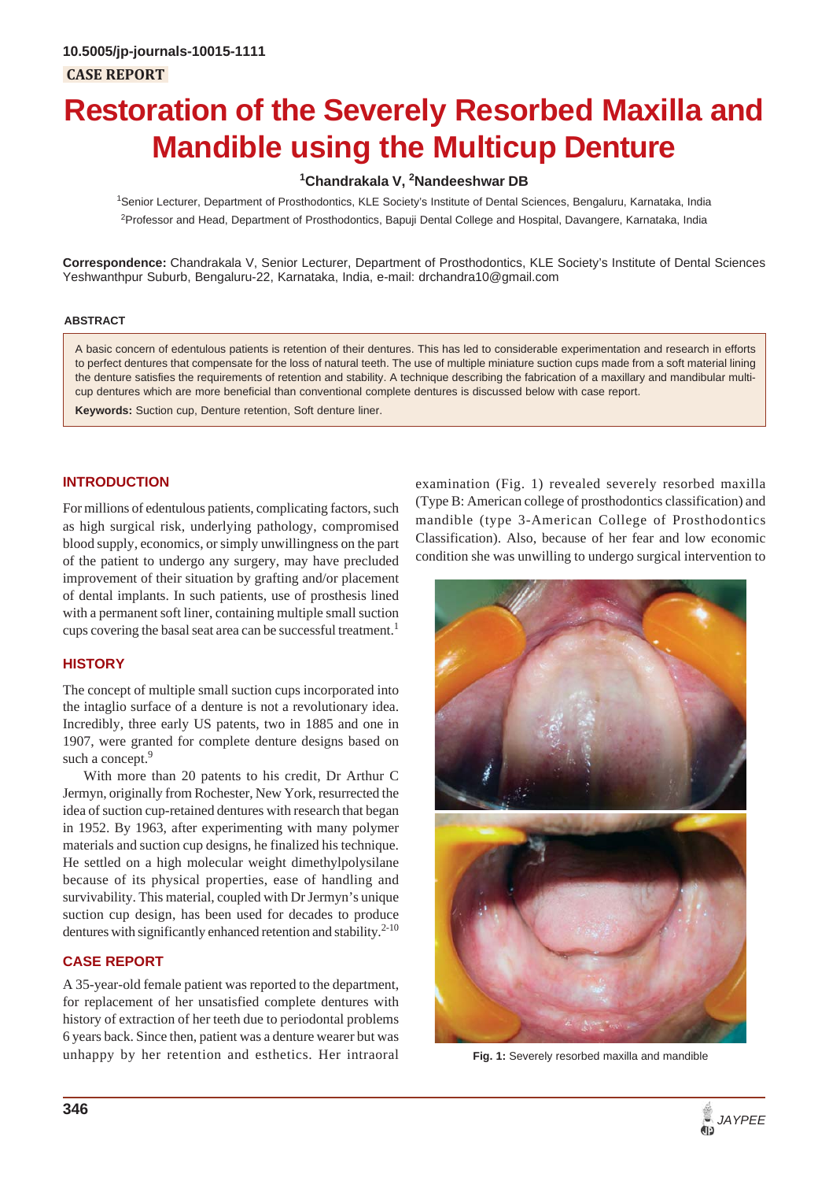10.5005/jp-journals-10015-1111

CASE REPORT

# Restoration of the Severely Resorbed Maxilla and Mandible using the Multicup Denture

**[1]Chandrakala V, [2]Nandeeshwar DB**

[1]Senior Lecturer, Department of Prosthodontics, KLE Society's Institute of Dental Sciences, Bengaluru, Karnataka, India

[2]Professor and Head, Department of Prosthodontics, Bapuji Dental College and Hospital, Davangere, Karnataka, India

**Correspondence:** Chandrakala V, Senior Lecturer, Department of Prosthodontics, KLE Society's Institute of Dental Sciences Yeshwanthpur Suburb, Bengaluru-22, Karnataka, India, e-mail: drchandra10@gmail.com

## ABSTRACT

A basic concern of edentulous patients is retention of their dentures. This has led to considerable experimentation and research in efforts to perfect dentures that compensate for the loss of natural teeth. The use of multiple miniature suction cups made from a soft material lining the denture satisfies the requirements of retention and stability. A technique describing the fabrication of a maxillary and mandibular multi-cup dentures which are more beneficial than conventional complete dentures is discussed below with case report.

**Keywords:** Suction cup, Denture retention, Soft denture liner.

## INTRODUCTION

For millions of edentulous patients, complicating factors, such as high surgical risk, underlying pathology, compromised blood supply, economics, or simply unwillingness on the part of the patient to undergo any surgery, may have precluded improvement of their situation by grafting and/or placement of dental implants. In such patients, use of prosthesis lined with a permanent soft liner, containing multiple small suction cups covering the basal seat area can be successful treatment.[1]

## HISTORY

The concept of multiple small suction cups incorporated into the intaglio surface of a denture is not a revolutionary idea. Incredibly, three early US patents, two in 1885 and one in 1907, were granted for complete denture designs based on such a concept.[9]

With more than 20 patents to his credit, Dr Arthur C Jermyn, originally from Rochester, New York, resurrected the idea of suction cup-retained dentures with research that began in 1952. By 1963, after experimenting with many polymer materials and suction cup designs, he finalized his technique. He settled on a high molecular weight dimethylpolysilane because of its physical properties, ease of handling and survivability. This material, coupled with Dr Jermyn's unique suction cup design, has been used for decades to produce dentures with significantly enhanced retention and stability.[2-10]

## CASE REPORT

A 35-year-old female patient was reported to the department, for replacement of her unsatisfied complete dentures with history of extraction of her teeth due to periodontal problems 6 years back. Since then, patient was a denture wearer but was unhappy by her retention and esthetics. Her intraoral examination (Fig. 1) revealed severely resorbed maxilla (Type B: American college of prosthodontics classification) and mandible (type 3-American College of Prosthodontics Classification). Also, because of her fear and low economic condition she was unwilling to undergo surgical intervention to

Fig. 1: Severely resorbed maxilla and mandible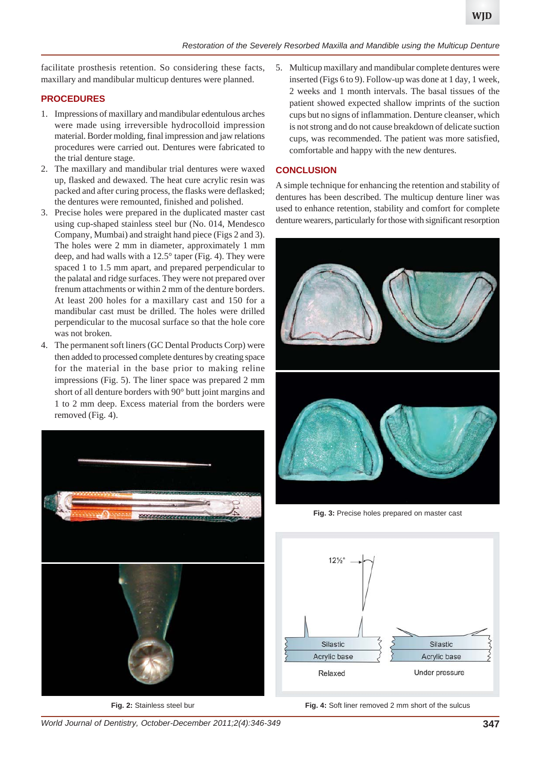facilitate prosthesis retention. So considering these facts, maxillary and mandibular multicup dentures were planned.

## PROCEDURES

1. Impressions of maxillary and mandibular edentulous arches were made using irreversible hydrocolloid impression material. Border molding, final impression and jaw relations procedures were carried out. Dentures were fabricated to the trial denture stage.
2. The maxillary and mandibular trial dentures were waxed up, flasked and dewaxed. The heat cure acrylic resin was packed and after curing process, the flasks were deflasked; the dentures were remounted, finished and polished.
3. Precise holes were prepared in the duplicated master cast using cup-shaped stainless steel bur (No. 014, Mendesco Company, Mumbai) and straight hand piece (Figs 2 and 3). The holes were 2 mm in diameter, approximately 1 mm deep, and had walls with a 12.5° taper (Fig. 4). They were spaced 1 to 1.5 mm apart, and prepared perpendicular to the palatal and ridge surfaces. They were not prepared over frenum attachments or within 2 mm of the denture borders. At least 200 holes for a maxillary cast and 150 for a mandibular cast must be drilled. The holes were drilled perpendicular to the mucosal surface so that the hole core was not broken.
4. The permanent soft liners (GC Dental Products Corp) were then added to processed complete dentures by creating space for the material in the base prior to making reline impressions (Fig. 5). The liner space was prepared 2 mm short of all denture borders with 90° butt joint margins and 1 to 2 mm deep. Excess material from the borders were removed (Fig. 4).
5. Multicup maxillary and mandibular complete dentures were inserted (Figs 6 to 9). Follow-up was done at 1 day, 1 week, 2 weeks and 1 month intervals. The basal tissues of the patient showed expected shallow imprints of the suction cups but no signs of inflammation. Denture cleanser, which is not strong and do not cause breakdown of delicate suction cups, was recommended. The patient was more satisfied, comfortable and happy with the new dentures.

**Fig. 2:** Stainless steel bur

## CONCLUSION

A simple technique for enhancing the retention and stability of dentures has been described. The multicup denture liner was used to enhance retention, stability and comfort for complete denture wearers, particularly for those with significant resorption

**Fig. 3:** Precise holes prepared on master cast

**Fig. 4:** Soft liner removed 2 mm short of the sulcus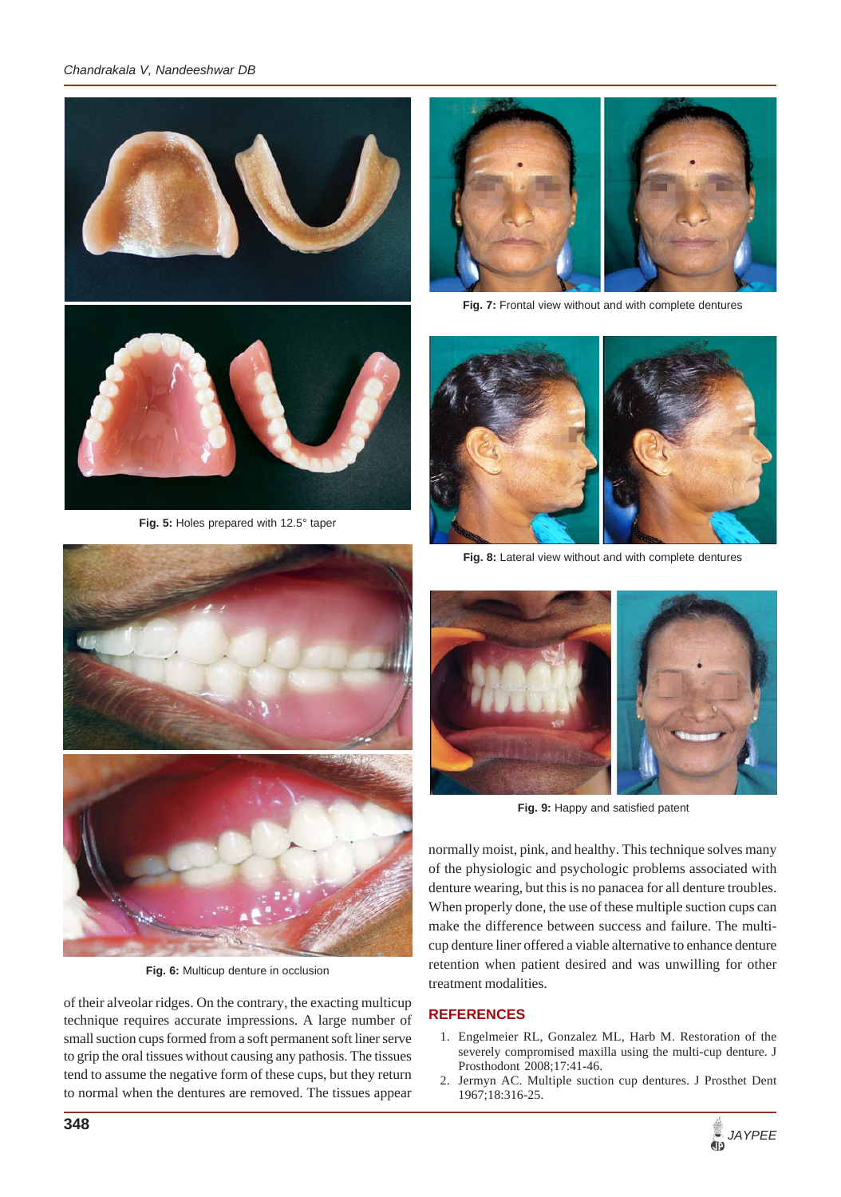Fig. 5: Holes prepared with 12.5° taper

Fig. 6: Multicup denture in occlusion

Fig. 7: Frontal view without and with complete dentures

Fig. 8: Lateral view without and with complete dentures

Fig. 9: Happy and satisfied patent

of their alveolar ridges. On the contrary, the exacting multicup technique requires accurate impressions. A large number of small suction cups formed from a soft permanent soft liner serve to grip the oral tissues without causing any pathosis. The tissues tend to assume the negative form of these cups, but they return to normal when the dentures are removed. The tissues appear normally moist, pink, and healthy. This technique solves many of the physiologic and psychologic problems associated with denture wearing, but this is no panacea for all denture troubles. When properly done, the use of these multiple suction cups can make the difference between success and failure. The multicup denture liner offered a viable alternative to enhance denture retention when patient desired and was unwilling for other treatment modalities.

## REFERENCES

1. Engelmeier RL, Gonzalez ML, Harb M. Restoration of the severely compromised maxilla using the multi-cup denture. J Prosthodont 2008;17:41-46.
2. Jermyn AC. Multiple suction cup dentures. J Prosthet Dent 1967;18:316-25.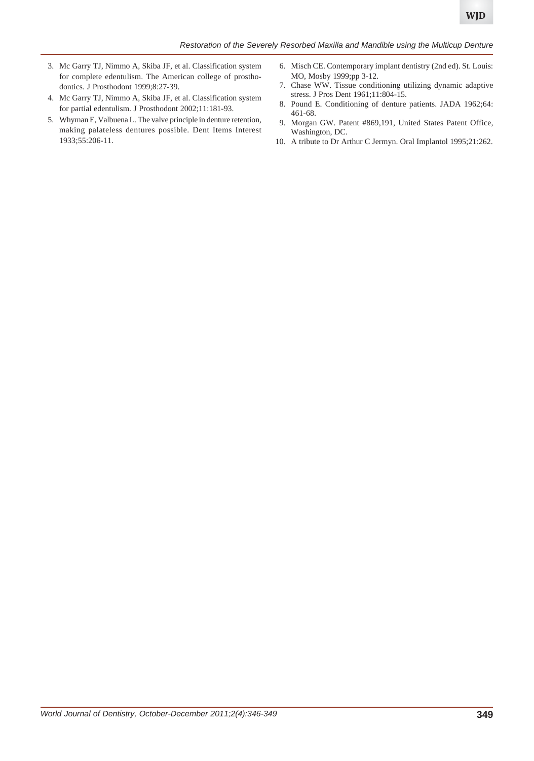3. Mc Garry TJ, Nimmo A, Skiba JF, et al. Classification system for complete edentulism. The American college of prosthodontics. J Prosthodont 1999;8:27-39.
4. Mc Garry TJ, Nimmo A, Skiba JF, et al. Classification system for partial edentulism. J Prosthodont 2002;11:181-93.
5. Whyman E, Valbuena L. The valve principle in denture retention, making palateless dentures possible. Dent Items Interest 1933;55:206-11.
6. Misch CE. Contemporary implant dentistry (2nd ed). St. Louis: MO, Mosby 1999;pp 3-12.
7. Chase WW. Tissue conditioning utilizing dynamic adaptive stress. J Pros Dent 1961;11:804-15.
8. Pound E. Conditioning of denture patients. JADA 1962;64: 461-68.
9. Morgan GW. Patent #869,191, United States Patent Office, Washington, DC.
10. A tribute to Dr Arthur C Jermyn. Oral Implantol 1995;21:262.